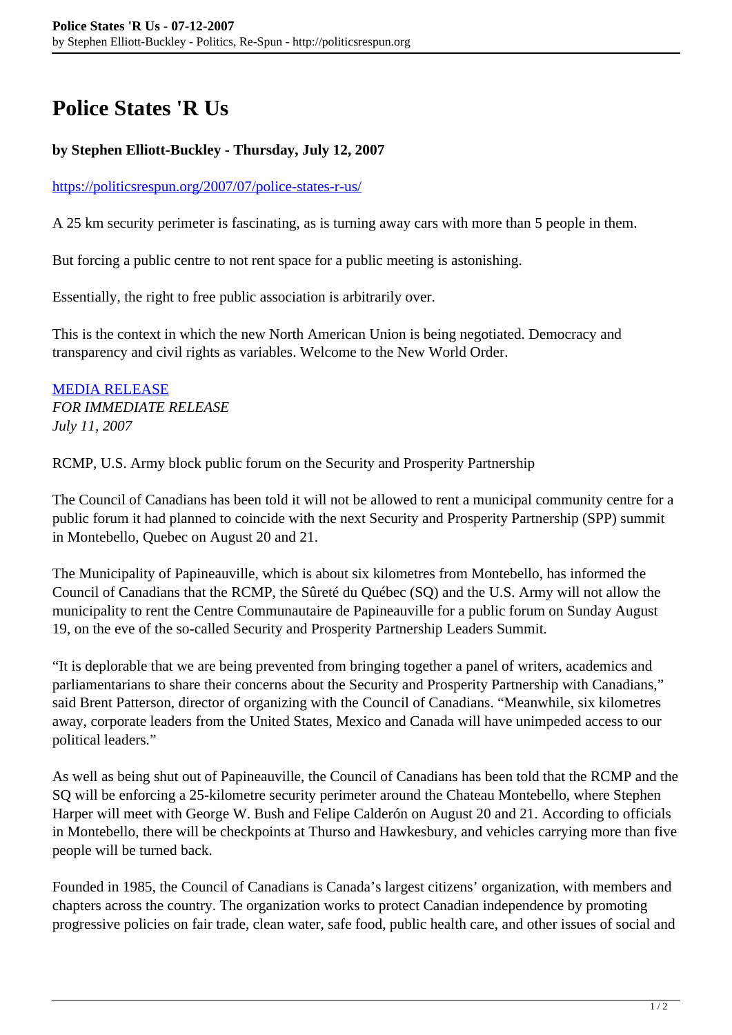# Police States 'R Us

**by Stephen Elliott-Buckley - Thursday, July 12, 2007**

https://politicsrespun.org/2007/07/police-states-r-us/

A 25 km security perimeter is fascinating, as is turning away cars with more than 5 people in them.

But forcing a public centre to not rent space for a public meeting is astonishing.

Essentially, the right to free public association is arbitrarily over.

This is the context in which the new North American Union is being negotiated. Democracy and transparency and civil rights as variables. Welcome to the New World Order.

MEDIA RELEASE
*FOR IMMEDIATE RELEASE*
*July 11, 2007*

RCMP, U.S. Army block public forum on the Security and Prosperity Partnership

The Council of Canadians has been told it will not be allowed to rent a municipal community centre for a public forum it had planned to coincide with the next Security and Prosperity Partnership (SPP) summit in Montebello, Quebec on August 20 and 21.

The Municipality of Papineauville, which is about six kilometres from Montebello, has informed the Council of Canadians that the RCMP, the Sûreté du Québec (SQ) and the U.S. Army will not allow the municipality to rent the Centre Communautaire de Papineauville for a public forum on Sunday August 19, on the eve of the so-called Security and Prosperity Partnership Leaders Summit.

"It is deplorable that we are being prevented from bringing together a panel of writers, academics and parliamentarians to share their concerns about the Security and Prosperity Partnership with Canadians," said Brent Patterson, director of organizing with the Council of Canadians. "Meanwhile, six kilometres away, corporate leaders from the United States, Mexico and Canada will have unimpeded access to our political leaders."

As well as being shut out of Papineauville, the Council of Canadians has been told that the RCMP and the SQ will be enforcing a 25-kilometre security perimeter around the Chateau Montebello, where Stephen Harper will meet with George W. Bush and Felipe Calderón on August 20 and 21. According to officials in Montebello, there will be checkpoints at Thurso and Hawkesbury, and vehicles carrying more than five people will be turned back.

Founded in 1985, the Council of Canadians is Canada's largest citizens' organization, with members and chapters across the country. The organization works to protect Canadian independence by promoting progressive policies on fair trade, clean water, safe food, public health care, and other issues of social and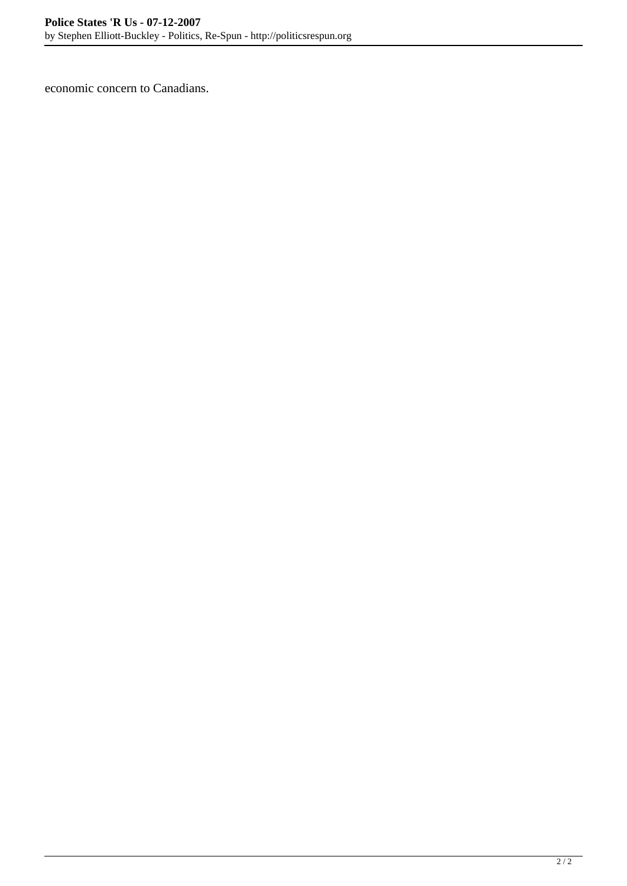economic concern to Canadians.